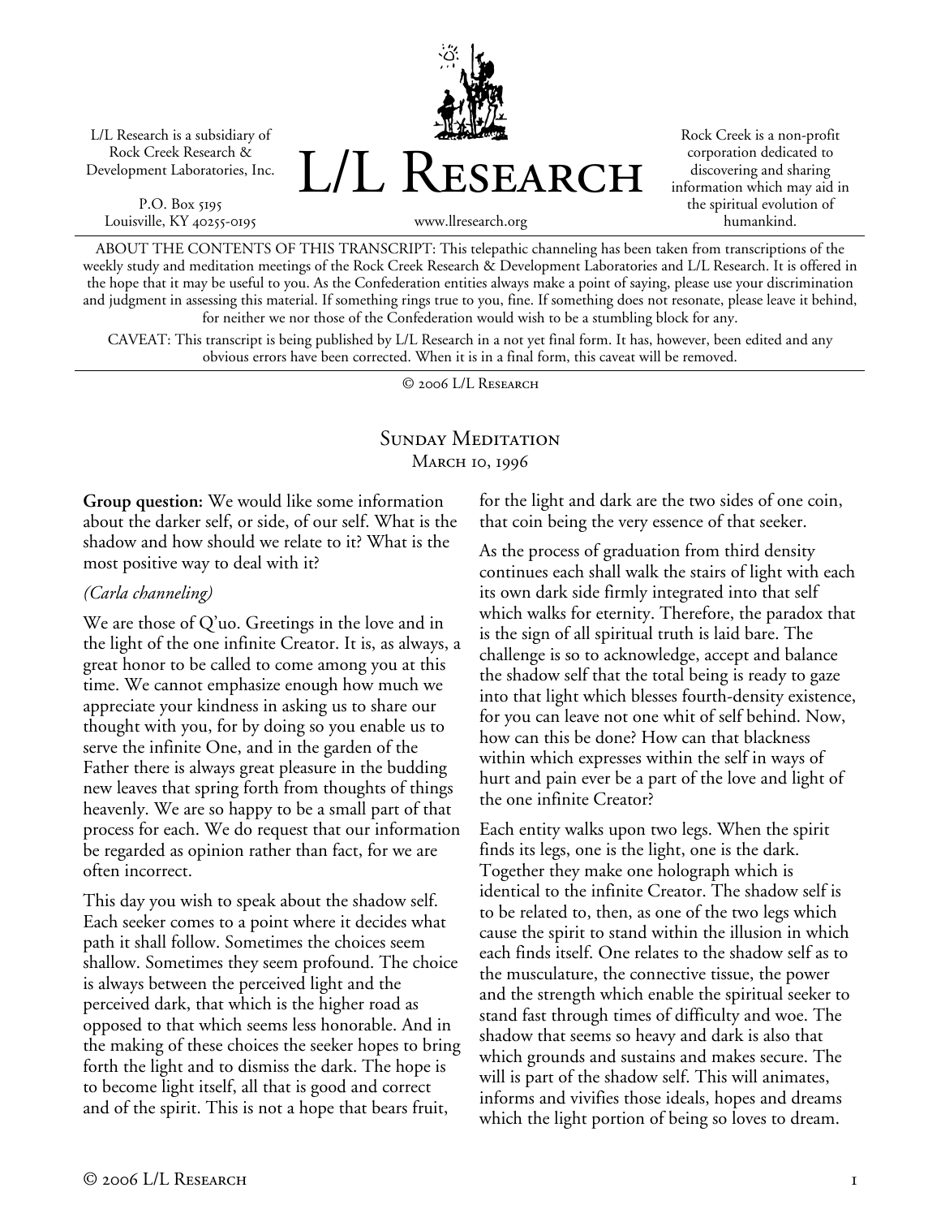L/L Research is a subsidiary of Rock Creek Research & Development Laboratories, Inc.

P.O. Box 5195
Louisville, KY 40255-0195

# L/L Research

www.llresearch.org

Rock Creek is a non-profit corporation dedicated to discovering and sharing information which may aid in the spiritual evolution of humankind.

ABOUT THE CONTENTS OF THIS TRANSCRIPT: This telepathic channeling has been taken from transcriptions of the weekly study and meditation meetings of the Rock Creek Research & Development Laboratories and L/L Research. It is offered in the hope that it may be useful to you. As the Confederation entities always make a point of saying, please use your discrimination and judgment in assessing this material. If something rings true to you, fine. If something does not resonate, please leave it behind, for neither we nor those of the Confederation would wish to be a stumbling block for any.

CAVEAT: This transcript is being published by L/L Research in a not yet final form. It has, however, been edited and any obvious errors have been corrected. When it is in a final form, this caveat will be removed.

© 2006 L/L Research

## Sunday Meditation
### March 10, 1996

**Group question:** We would like some information about the darker self, or side, of our self. What is the shadow and how should we relate to it? What is the most positive way to deal with it?

*(Carla channeling)*

We are those of Q'uo. Greetings in the love and in the light of the one infinite Creator. It is, as always, a great honor to be called to come among you at this time. We cannot emphasize enough how much we appreciate your kindness in asking us to share our thought with you, for by doing so you enable us to serve the infinite One, and in the garden of the Father there is always great pleasure in the budding new leaves that spring forth from thoughts of things heavenly. We are so happy to be a small part of that process for each. We do request that our information be regarded as opinion rather than fact, for we are often incorrect.

This day you wish to speak about the shadow self. Each seeker comes to a point where it decides what path it shall follow. Sometimes the choices seem shallow. Sometimes they seem profound. The choice is always between the perceived light and the perceived dark, that which is the higher road as opposed to that which seems less honorable. And in the making of these choices the seeker hopes to bring forth the light and to dismiss the dark. The hope is to become light itself, all that is good and correct and of the spirit. This is not a hope that bears fruit, for the light and dark are the two sides of one coin, that coin being the very essence of that seeker.

As the process of graduation from third density continues each shall walk the stairs of light with each its own dark side firmly integrated into that self which walks for eternity. Therefore, the paradox that is the sign of all spiritual truth is laid bare. The challenge is so to acknowledge, accept and balance the shadow self that the total being is ready to gaze into that light which blesses fourth-density existence, for you can leave not one whit of self behind. Now, how can this be done? How can that blackness within which expresses within the self in ways of hurt and pain ever be a part of the love and light of the one infinite Creator?

Each entity walks upon two legs. When the spirit finds its legs, one is the light, one is the dark. Together they make one holograph which is identical to the infinite Creator. The shadow self is to be related to, then, as one of the two legs which cause the spirit to stand within the illusion in which each finds itself. One relates to the shadow self as to the musculature, the connective tissue, the power and the strength which enable the spiritual seeker to stand fast through times of difficulty and woe. The shadow that seems so heavy and dark is also that which grounds and sustains and makes secure. The will is part of the shadow self. This will animates, informs and vivifies those ideals, hopes and dreams which the light portion of being so loves to dream.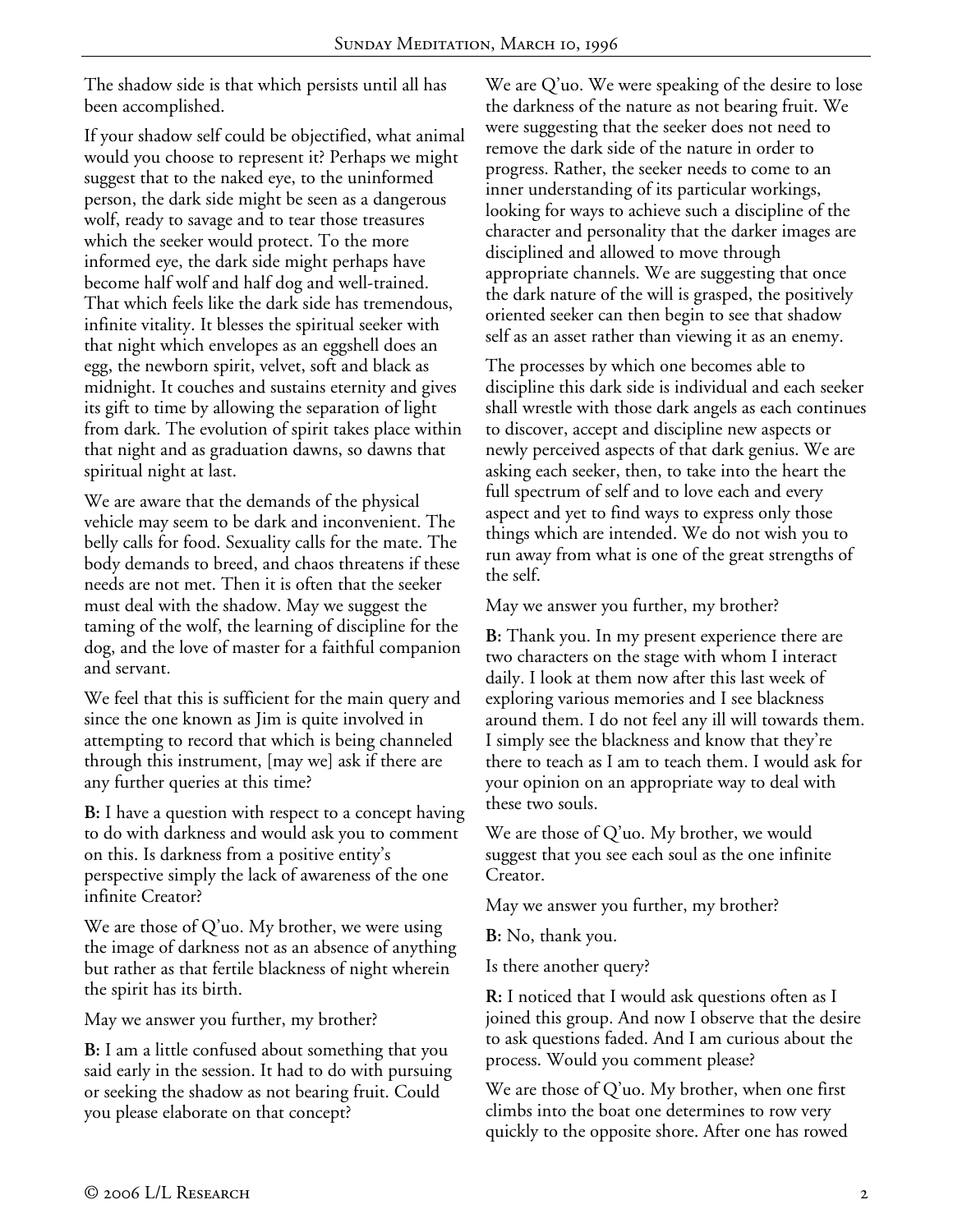The shadow side is that which persists until all has been accomplished.

If your shadow self could be objectified, what animal would you choose to represent it? Perhaps we might suggest that to the naked eye, to the uninformed person, the dark side might be seen as a dangerous wolf, ready to savage and to tear those treasures which the seeker would protect. To the more informed eye, the dark side might perhaps have become half wolf and half dog and well-trained. That which feels like the dark side has tremendous, infinite vitality. It blesses the spiritual seeker with that night which envelopes as an eggshell does an egg, the newborn spirit, velvet, soft and black as midnight. It couches and sustains eternity and gives its gift to time by allowing the separation of light from dark. The evolution of spirit takes place within that night and as graduation dawns, so dawns that spiritual night at last.

We are aware that the demands of the physical vehicle may seem to be dark and inconvenient. The belly calls for food. Sexuality calls for the mate. The body demands to breed, and chaos threatens if these needs are not met. Then it is often that the seeker must deal with the shadow. May we suggest the taming of the wolf, the learning of discipline for the dog, and the love of master for a faithful companion and servant.

We feel that this is sufficient for the main query and since the one known as Jim is quite involved in attempting to record that which is being channeled through this instrument, [may we] ask if there are any further queries at this time?

**B:** I have a question with respect to a concept having to do with darkness and would ask you to comment on this. Is darkness from a positive entity's perspective simply the lack of awareness of the one infinite Creator?

We are those of Q'uo. My brother, we were using the image of darkness not as an absence of anything but rather as that fertile blackness of night wherein the spirit has its birth.

May we answer you further, my brother?

**B:** I am a little confused about something that you said early in the session. It had to do with pursuing or seeking the shadow as not bearing fruit. Could you please elaborate on that concept?

We are Q'uo. We were speaking of the desire to lose the darkness of the nature as not bearing fruit. We were suggesting that the seeker does not need to remove the dark side of the nature in order to progress. Rather, the seeker needs to come to an inner understanding of its particular workings, looking for ways to achieve such a discipline of the character and personality that the darker images are disciplined and allowed to move through appropriate channels. We are suggesting that once the dark nature of the will is grasped, the positively oriented seeker can then begin to see that shadow self as an asset rather than viewing it as an enemy.

The processes by which one becomes able to discipline this dark side is individual and each seeker shall wrestle with those dark angels as each continues to discover, accept and discipline new aspects or newly perceived aspects of that dark genius. We are asking each seeker, then, to take into the heart the full spectrum of self and to love each and every aspect and yet to find ways to express only those things which are intended. We do not wish you to run away from what is one of the great strengths of the self.

May we answer you further, my brother?

**B:** Thank you. In my present experience there are two characters on the stage with whom I interact daily. I look at them now after this last week of exploring various memories and I see blackness around them. I do not feel any ill will towards them. I simply see the blackness and know that they're there to teach as I am to teach them. I would ask for your opinion on an appropriate way to deal with these two souls.

We are those of Q'uo. My brother, we would suggest that you see each soul as the one infinite Creator.

May we answer you further, my brother?

**B:** No, thank you.

Is there another query?

**R:** I noticed that I would ask questions often as I joined this group. And now I observe that the desire to ask questions faded. And I am curious about the process. Would you comment please?

We are those of Q'uo. My brother, when one first climbs into the boat one determines to row very quickly to the opposite shore. After one has rowed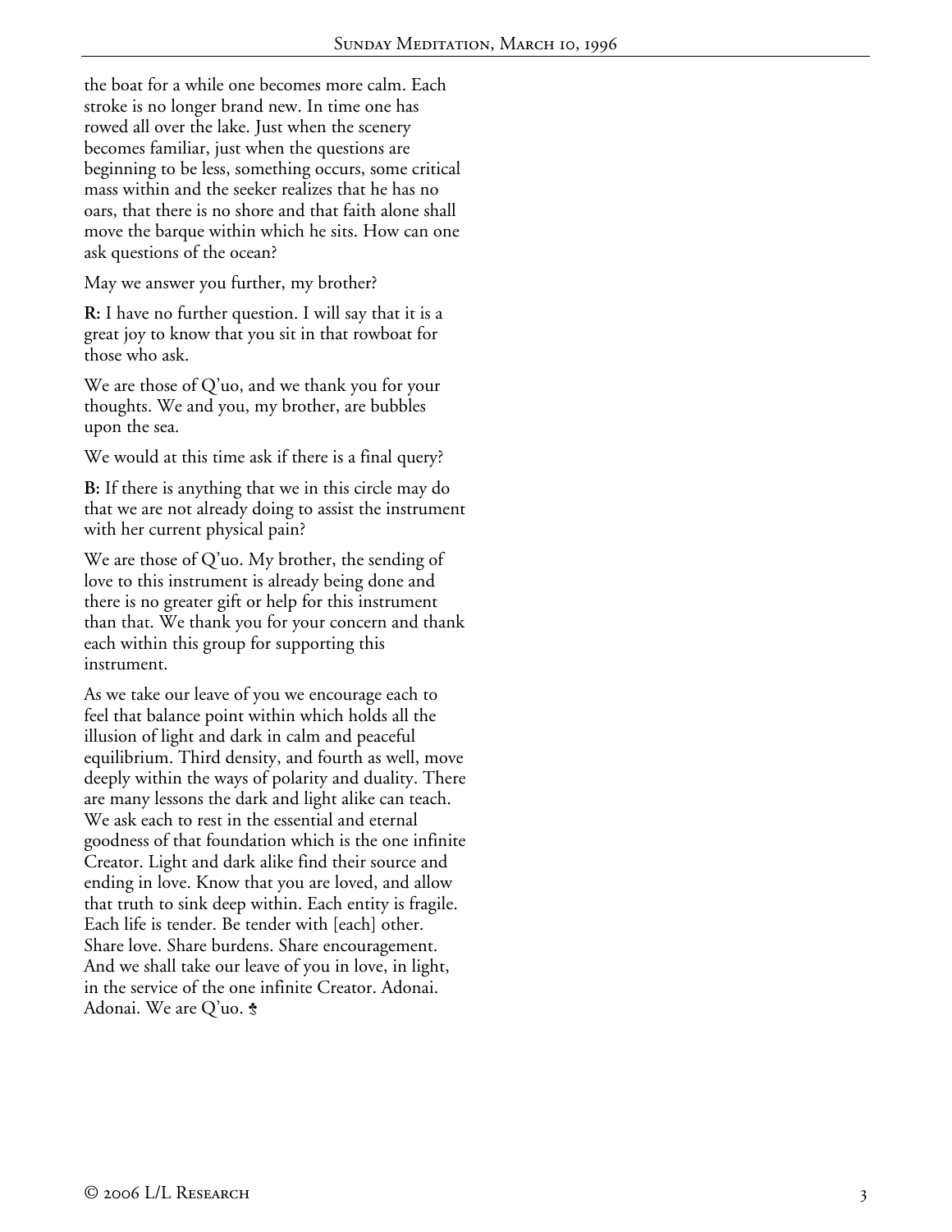the boat for a while one becomes more calm. Each stroke is no longer brand new. In time one has rowed all over the lake. Just when the scenery becomes familiar, just when the questions are beginning to be less, something occurs, some critical mass within and the seeker realizes that he has no oars, that there is no shore and that faith alone shall move the barque within which he sits. How can one ask questions of the ocean?

May we answer you further, my brother?

**R:** I have no further question. I will say that it is a great joy to know that you sit in that rowboat for those who ask.

We are those of Q'uo, and we thank you for your thoughts. We and you, my brother, are bubbles upon the sea.

We would at this time ask if there is a final query?

**B:** If there is anything that we in this circle may do that we are not already doing to assist the instrument with her current physical pain?

We are those of Q'uo. My brother, the sending of love to this instrument is already being done and there is no greater gift or help for this instrument than that. We thank you for your concern and thank each within this group for supporting this instrument.

As we take our leave of you we encourage each to feel that balance point within which holds all the illusion of light and dark in calm and peaceful equilibrium. Third density, and fourth as well, move deeply within the ways of polarity and duality. There are many lessons the dark and light alike can teach. We ask each to rest in the essential and eternal goodness of that foundation which is the one infinite Creator. Light and dark alike find their source and ending in love. Know that you are loved, and allow that truth to sink deep within. Each entity is fragile. Each life is tender. Be tender with [each] other. Share love. Share burdens. Share encouragement. And we shall take our leave of you in love, in light, in the service of the one infinite Creator. Adonai. Adonai. We are Q'uo.